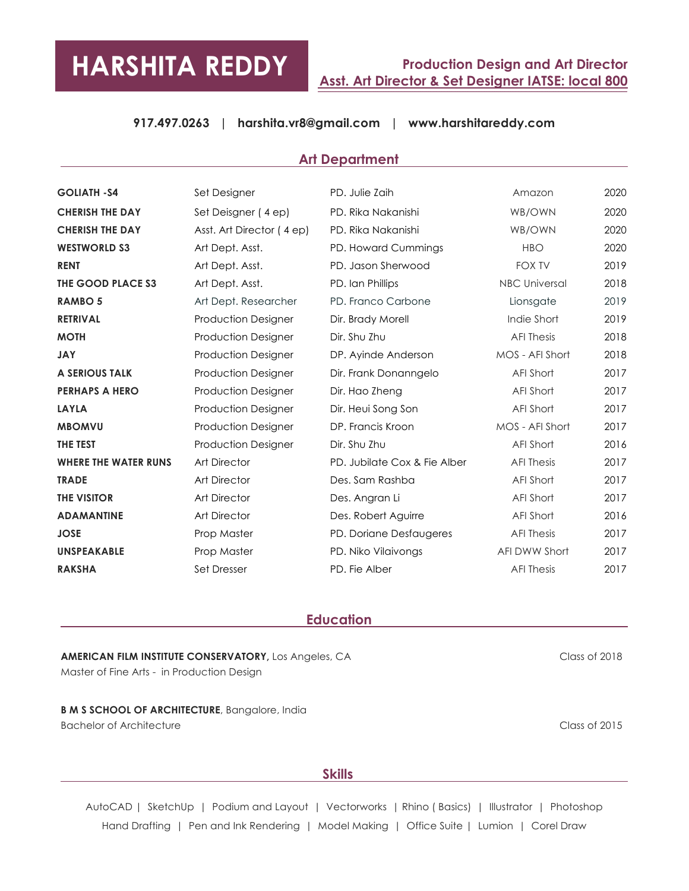# HARSHITA REDDY

**Production Design and Art Director**
**Asst. Art Director & Set Designer IATSE: local 800**

**917.497.0263** | **harshita.vr8@gmail.com** | **www.harshitareddy.com**

## Art Department

| | | | | |
|---|---|---|---|---|
| **GOLIATH -S4** | Set Designer | PD. Julie Zaih | Amazon | 2020 |
| **CHERISH THE DAY** | Set Deisgner ( 4 ep) | PD. Rika Nakanishi | WB/OWN | 2020 |
| **CHERISH THE DAY** | Asst. Art Director ( 4 ep) | PD. Rika Nakanishi | WB/OWN | 2020 |
| **WESTWORLD S3** | Art Dept. Asst. | PD. Howard Cummings | HBO | 2020 |
| **RENT** | Art Dept. Asst. | PD. Jason Sherwood | FOX TV | 2019 |
| **THE GOOD PLACE S3** | Art Dept. Asst. | PD. Ian Phillips | NBC Universal | 2018 |
| **RAMBO 5** | Art Dept. Researcher | PD. Franco Carbone | Lionsgate | 2019 |
| **RETRIVAL** | Production Designer | Dir. Brady Morell | Indie Short | 2019 |
| **MOTH** | Production Designer | Dir. Shu Zhu | AFI Thesis | 2018 |
| **JAY** | Production Designer | DP. Ayinde Anderson | MOS - AFI Short | 2018 |
| **A SERIOUS TALK** | Production Designer | Dir. Frank Donanngelo | AFI Short | 2017 |
| **PERHAPS A HERO** | Production Designer | Dir. Hao Zheng | AFI Short | 2017 |
| **LAYLA** | Production Designer | Dir. Heui Song Son | AFI Short | 2017 |
| **MBOMVU** | Production Designer | DP. Francis Kroon | MOS - AFI Short | 2017 |
| **THE TEST** | Production Designer | Dir. Shu Zhu | AFI Short | 2016 |
| **WHERE THE WATER RUNS** | Art Director | PD. Jubilate Cox & Fie Alber | AFI Thesis | 2017 |
| **TRADE** | Art Director | Des. Sam Rashba | AFI Short | 2017 |
| **THE VISITOR** | Art Director | Des. Angran Li | AFI Short | 2017 |
| **ADAMANTINE** | Art Director | Des. Robert Aguirre | AFI Short | 2016 |
| **JOSE** | Prop Master | PD. Doriane Desfaugeres | AFI Thesis | 2017 |
| **UNSPEAKABLE** | Prop Master | PD. Niko Vilaivongs | AFI DWW Short | 2017 |
| **RAKSHA** | Set Dresser | PD. Fie Alber | AFI Thesis | 2017 |

## Education

**AMERICAN FILM INSTITUTE CONSERVATORY,** Los Angeles, CA — Class of 2018
Master of Fine Arts - in Production Design

**B M S SCHOOL OF ARCHITECTURE**, Bangalore, India
Bachelor of Architecture — Class of 2015

## Skills

AutoCAD | SketchUp | Podium and Layout | Vectorworks | Rhino ( Basics) | Illustrator | Photoshop
Hand Drafting | Pen and Ink Rendering | Model Making | Office Suite | Lumion | Corel Draw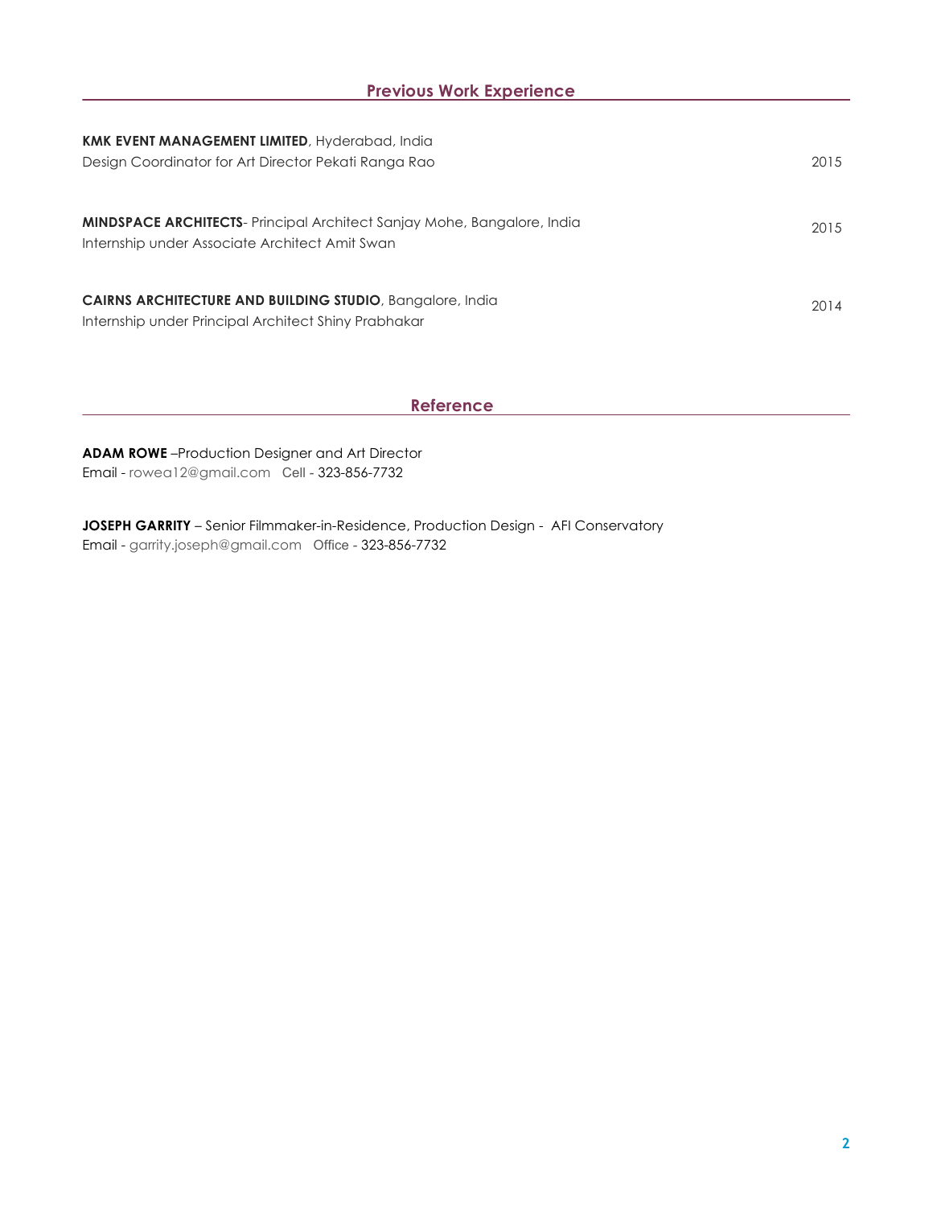## Previous Work Experience

**KMK EVENT MANAGEMENT LIMITED**, Hyderabad, India
Design Coordinator for Art Director Pekati Ranga Rao — 2015

**MINDSPACE ARCHITECTS**- Principal Architect Sanjay Mohe, Bangalore, India
Internship under Associate Architect Amit Swan — 2015

**CAIRNS ARCHITECTURE AND BUILDING STUDIO**, Bangalore, India
Internship under Principal Architect Shiny Prabhakar — 2014

## Reference

**ADAM ROWE** –Production Designer and Art Director
Email - rowea12@gmail.com Cell - 323-856-7732

**JOSEPH GARRITY** – Senior Filmmaker-in-Residence, Production Design - AFI Conservatory
Email - garrity.joseph@gmail.com Office - 323-856-7732